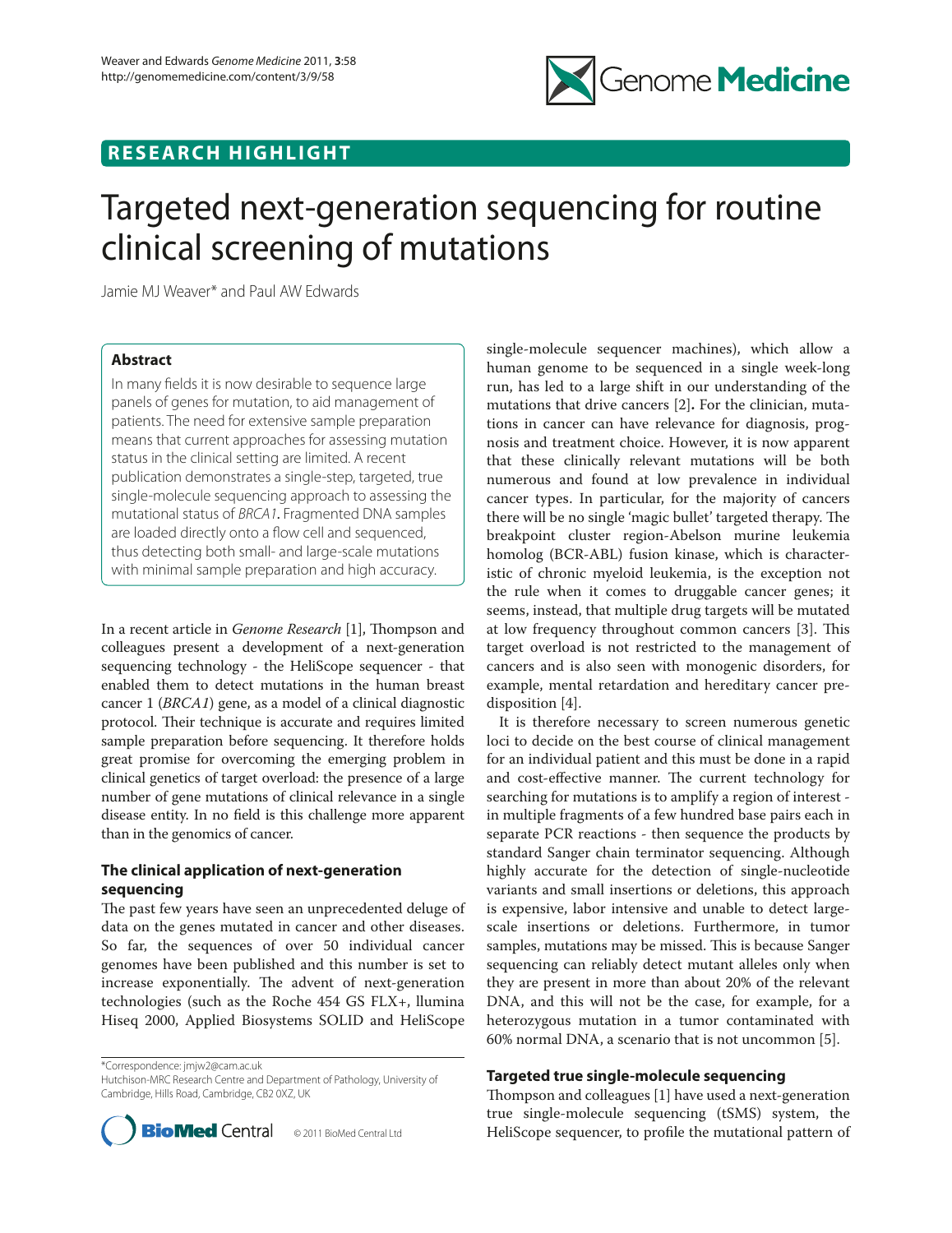RESEARCH HIGHLIGHT

# Targeted next-generation sequencing for routine clinical screening of mutations

Jamie MJ Weaver* and Paul AW Edwards

## Abstract

In many fields it is now desirable to sequence large panels of genes for mutation, to aid management of patients. The need for extensive sample preparation means that current approaches for assessing mutation status in the clinical setting are limited. A recent publication demonstrates a single-step, targeted, true single-molecule sequencing approach to assessing the mutational status of *BRCA1*. Fragmented DNA samples are loaded directly onto a flow cell and sequenced, thus detecting both small- and large-scale mutations with minimal sample preparation and high accuracy.

In a recent article in *Genome Research* [1], Thompson and colleagues present a development of a next-generation sequencing technology - the HeliScope sequencer - that enabled them to detect mutations in the human breast cancer 1 (*BRCA1*) gene, as a model of a clinical diagnostic protocol. Their technique is accurate and requires limited sample preparation before sequencing. It therefore holds great promise for overcoming the emerging problem in clinical genetics of target overload: the presence of a large number of gene mutations of clinical relevance in a single disease entity. In no field is this challenge more apparent than in the genomics of cancer.

## The clinical application of next-generation sequencing

The past few years have seen an unprecedented deluge of data on the genes mutated in cancer and other diseases. So far, the sequences of over 50 individual cancer genomes have been published and this number is set to increase exponentially. The advent of next-generation technologies (such as the Roche 454 GS FLX+, llumina Hiseq 2000, Applied Biosystems SOLID and HeliScope single-molecule sequencer machines), which allow a human genome to be sequenced in a single week-long run, has led to a large shift in our understanding of the mutations that drive cancers [2]**.** For the clinician, mutations in cancer can have relevance for diagnosis, prognosis and treatment choice. However, it is now apparent that these clinically relevant mutations will be both numerous and found at low prevalence in individual cancer types. In particular, for the majority of cancers there will be no single 'magic bullet' targeted therapy. The breakpoint cluster region-Abelson murine leukemia homolog (BCR-ABL) fusion kinase, which is characteristic of chronic myeloid leukemia, is the exception not the rule when it comes to druggable cancer genes; it seems, instead, that multiple drug targets will be mutated at low frequency throughout common cancers [3]. This target overload is not restricted to the management of cancers and is also seen with monogenic disorders, for example, mental retardation and hereditary cancer predisposition [4].

It is therefore necessary to screen numerous genetic loci to decide on the best course of clinical management for an individual patient and this must be done in a rapid and cost-effective manner. The current technology for searching for mutations is to amplify a region of interest - in multiple fragments of a few hundred base pairs each in separate PCR reactions - then sequence the products by standard Sanger chain terminator sequencing. Although highly accurate for the detection of single-nucleotide variants and small insertions or deletions, this approach is expensive, labor intensive and unable to detect large-scale insertions or deletions. Furthermore, in tumor samples, mutations may be missed. This is because Sanger sequencing can reliably detect mutant alleles only when they are present in more than about 20% of the relevant DNA, and this will not be the case, for example, for a heterozygous mutation in a tumor contaminated with 60% normal DNA, a scenario that is not uncommon [5].

## Targeted true single-molecule sequencing

Thompson and colleagues [1] have used a next-generation true single-molecule sequencing (tSMS) system, the HeliScope sequencer, to profile the mutational pattern of

*Correspondence: jmjw2@cam.ac.uk
Hutchison-MRC Research Centre and Department of Pathology, University of Cambridge, Hills Road, Cambridge, CB2 0XZ, UK

© 2011 BioMed Central Ltd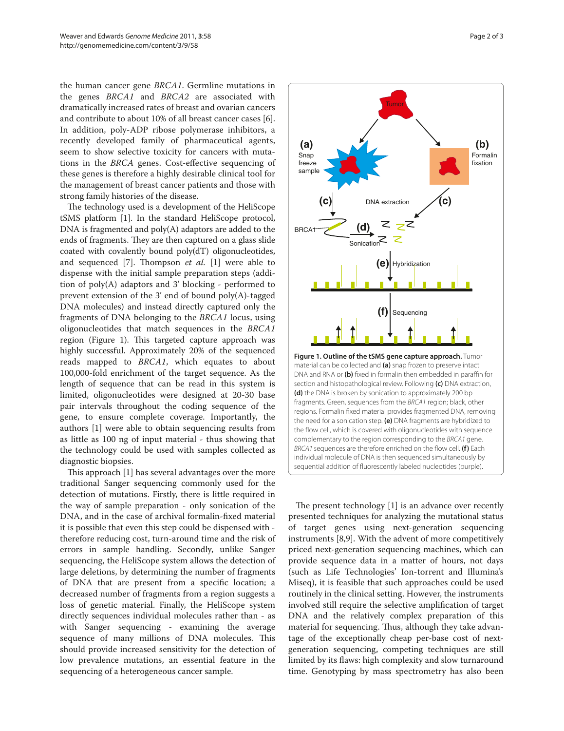the human cancer gene *BRCA1*. Germline mutations in the genes *BRCA1* and *BRCA2* are associated with dramatically increased rates of breast and ovarian cancers and contribute to about 10% of all breast cancer cases [6]. In addition, poly-ADP ribose polymerase inhibitors, a recently developed family of pharmaceutical agents, seem to show selective toxicity for cancers with mutations in the *BRCA* genes. Cost-effective sequencing of these genes is therefore a highly desirable clinical tool for the management of breast cancer patients and those with strong family histories of the disease.

The technology used is a development of the HeliScope tSMS platform [1]. In the standard HeliScope protocol, DNA is fragmented and poly(A) adaptors are added to the ends of fragments. They are then captured on a glass slide coated with covalently bound poly(dT) oligonucleotides, and sequenced [7]. Thompson *et al.* [1] were able to dispense with the initial sample preparation steps (addition of poly(A) adaptors and 3' blocking - performed to prevent extension of the 3' end of bound poly(A)-tagged DNA molecules) and instead directly captured only the fragments of DNA belonging to the *BRCA1* locus, using oligonucleotides that match sequences in the *BRCA1* region (Figure 1). This targeted capture approach was highly successful. Approximately 20% of the sequenced reads mapped to *BRCA1*, which equates to about 100,000-fold enrichment of the target sequence. As the length of sequence that can be read in this system is limited, oligonucleotides were designed at 20-30 base pair intervals throughout the coding sequence of the gene, to ensure complete coverage. Importantly, the authors [1] were able to obtain sequencing results from as little as 100 ng of input material - thus showing that the technology could be used with samples collected as diagnostic biopsies.

This approach [1] has several advantages over the more traditional Sanger sequencing commonly used for the detection of mutations. Firstly, there is little required in the way of sample preparation - only sonication of the DNA, and in the case of archival formalin-fixed material it is possible that even this step could be dispensed with - therefore reducing cost, turn-around time and the risk of errors in sample handling. Secondly, unlike Sanger sequencing, the HeliScope system allows the detection of large deletions, by determining the number of fragments of DNA that are present from a specific location; a decreased number of fragments from a region suggests a loss of genetic material. Finally, the HeliScope system directly sequences individual molecules rather than - as with Sanger sequencing - examining the average sequence of many millions of DNA molecules. This should provide increased sensitivity for the detection of low prevalence mutations, an essential feature in the sequencing of a heterogeneous cancer sample.

Tumor

(a) Snap freeze sample

(b) Formalin fixation

(c) DNA extraction (c)

BRCA1

(d) Sonication

(e) Hybridization

(f) Sequencing

**Figure 1. Outline of the tSMS gene capture approach.** Tumor material can be collected and **(a)** snap frozen to preserve intact DNA and RNA or **(b)** fixed in formalin then embedded in paraffin for section and histopathological review. Following **(c)** DNA extraction, **(d)** the DNA is broken by sonication to approximately 200 bp fragments. Green, sequences from the *BRCA1* region; black, other regions. Formalin fixed material provides fragmented DNA, removing the need for a sonication step. **(e)** DNA fragments are hybridized to the flow cell, which is covered with oligonucleotides with sequence complementary to the region corresponding to the *BRCA1* gene. *BRCA1* sequences are therefore enriched on the flow cell. **(f)** Each individual molecule of DNA is then sequenced simultaneously by sequential addition of fluorescently labeled nucleotides (purple).

The present technology [1] is an advance over recently presented techniques for analyzing the mutational status of target genes using next-generation sequencing instruments [8,9]. With the advent of more competitively priced next-generation sequencing machines, which can provide sequence data in a matter of hours, not days (such as Life Technologies' Ion-torrent and Illumina's Miseq), it is feasible that such approaches could be used routinely in the clinical setting. However, the instruments involved still require the selective amplification of target DNA and the relatively complex preparation of this material for sequencing. Thus, although they take advantage of the exceptionally cheap per-base cost of next-generation sequencing, competing techniques are still limited by its flaws: high complexity and slow turnaround time. Genotyping by mass spectrometry has also been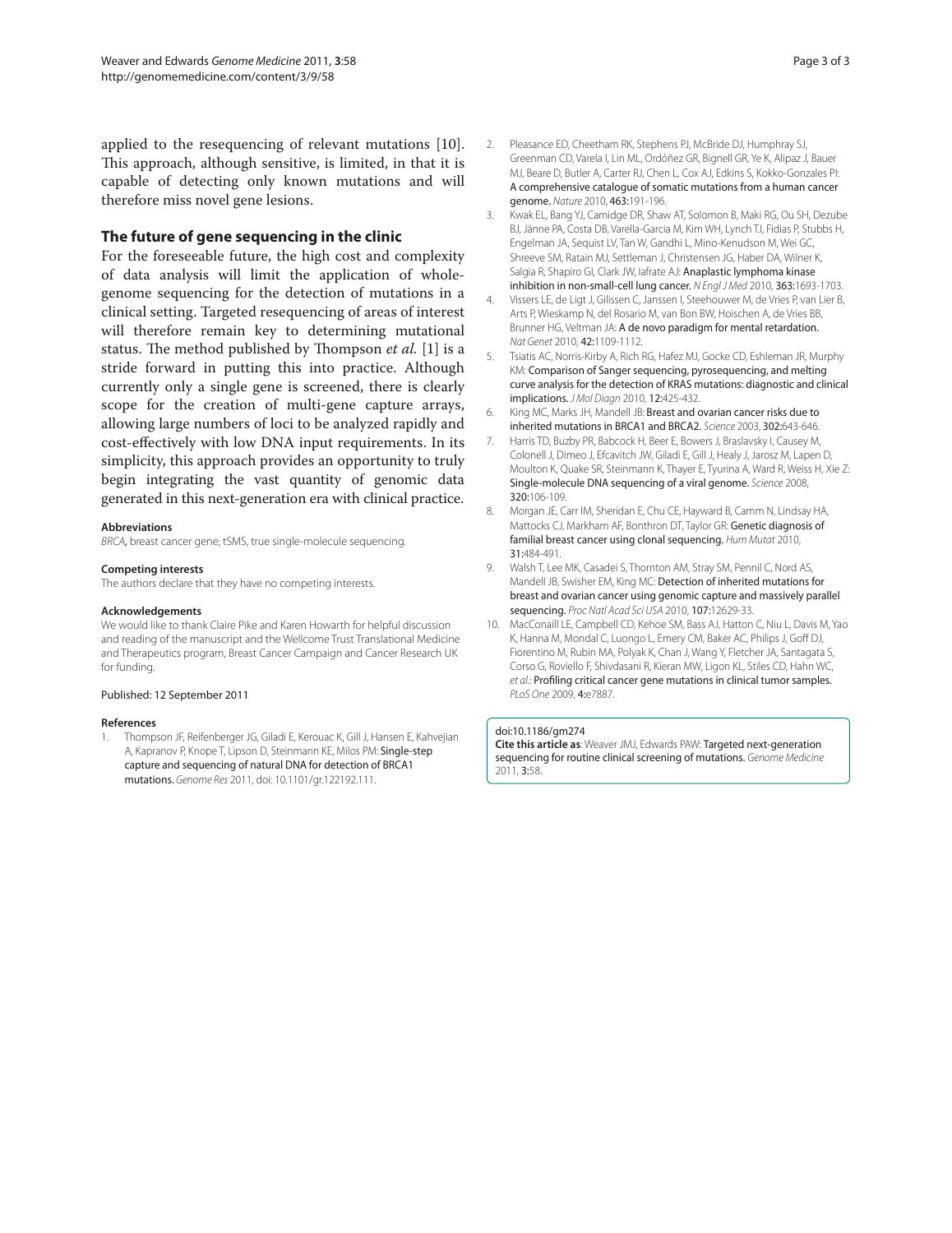applied to the resequencing of relevant mutations [10]. This approach, although sensitive, is limited, in that it is capable of detecting only known mutations and will therefore miss novel gene lesions.

## The future of gene sequencing in the clinic

For the foreseeable future, the high cost and complexity of data analysis will limit the application of whole-genome sequencing for the detection of mutations in a clinical setting. Targeted resequencing of areas of interest will therefore remain key to determining mutational status. The method published by Thompson *et al.* [1] is a stride forward in putting this into practice. Although currently only a single gene is screened, there is clearly scope for the creation of multi-gene capture arrays, allowing large numbers of loci to be analyzed rapidly and cost-effectively with low DNA input requirements. In its simplicity, this approach provides an opportunity to truly begin integrating the vast quantity of genomic data generated in this next-generation era with clinical practice.

### Abbreviations

*BRCA*, breast cancer gene; tSMS, true single-molecule sequencing.

### Competing interests

The authors declare that they have no competing interests.

### Acknowledgements

We would like to thank Claire Pike and Karen Howarth for helpful discussion and reading of the manuscript and the Wellcome Trust Translational Medicine and Therapeutics program, Breast Cancer Campaign and Cancer Research UK for funding.

Published: 12 September 2011

### References

1. Thompson JF, Reifenberger JG, Giladi E, Kerouac K, Gill J, Hansen E, Kahvejian A, Kapranov P, Knope T, Lipson D, Steinmann KE, Milos PM: Single-step capture and sequencing of natural DNA for detection of BRCA1 mutations. *Genome Res* 2011, doi: 10.1101/gr.122192.111.
2. Pleasance ED, Cheetham RK, Stephens PJ, McBride DJ, Humphray SJ, Greenman CD, Varela I, Lin ML, Ordóñez GR, Bignell GR, Ye K, Alipaz J, Bauer MJ, Beare D, Butler A, Carter RJ, Chen L, Cox AJ, Edkins S, Kokko-Gonzales PI: A comprehensive catalogue of somatic mutations from a human cancer genome. *Nature* 2010, **463**:191-196.
3. Kwak EL, Bang YJ, Camidge DR, Shaw AT, Solomon B, Maki RG, Ou SH, Dezube BJ, Jänne PA, Costa DB, Varella-Garcia M, Kim WH, Lynch TJ, Fidias P, Stubbs H, Engelman JA, Sequist LV, Tan W, Gandhi L, Mino-Kenudson M, Wei GC, Shreeve SM, Ratain MJ, Settleman J, Christensen JG, Haber DA, Wilner K, Salgia R, Shapiro GI, Clark JW, Iafrate AJ: Anaplastic lymphoma kinase inhibition in non-small-cell lung cancer. *N Engl J Med* 2010, **363**:1693-1703.
4. Vissers LE, de Ligt J, Gilissen C, Janssen I, Steehouwer M, de Vries P, van Lier B, Arts P, Wieskamp N, del Rosario M, van Bon BW, Hoischen A, de Vries BB, Brunner HG, Veltman JA: A de novo paradigm for mental retardation. *Nat Genet* 2010, **42**:1109-1112.
5. Tsiatis AC, Norris-Kirby A, Rich RG, Hafez MJ, Gocke CD, Eshleman JR, Murphy KM: Comparison of Sanger sequencing, pyrosequencing, and melting curve analysis for the detection of KRAS mutations: diagnostic and clinical implications. *J Mol Diagn* 2010, **12**:425-432.
6. King MC, Marks JH, Mandell JB: Breast and ovarian cancer risks due to inherited mutations in BRCA1 and BRCA2. *Science* 2003, **302**:643-646.
7. Harris TD, Buzby PR, Babcock H, Beer E, Bowers J, Braslavsky I, Causey M, Colonell J, Dimeo J, Efcavitch JW, Giladi E, Gill J, Healy J, Jarosz M, Lapen D, Moulton K, Quake SR, Steinmann K, Thayer E, Tyurina A, Ward R, Weiss H, Xie Z: Single-molecule DNA sequencing of a viral genome. *Science* 2008, **320**:106-109.
8. Morgan JE, Carr IM, Sheridan E, Chu CE, Hayward B, Camm N, Lindsay HA, Mattocks CJ, Markham AF, Bonthron DT, Taylor GR: Genetic diagnosis of familial breast cancer using clonal sequencing. *Hum Mutat* 2010, **31**:484-491.
9. Walsh T, Lee MK, Casadei S, Thornton AM, Stray SM, Pennil C, Nord AS, Mandell JB, Swisher EM, King MC: Detection of inherited mutations for breast and ovarian cancer using genomic capture and massively parallel sequencing. *Proc Natl Acad Sci USA* 2010, **107**:12629-33.
10. MacConaill LE, Campbell CD, Kehoe SM, Bass AJ, Hatton C, Niu L, Davis M, Yao K, Hanna M, Mondal C, Luongo L, Emery CM, Baker AC, Philips J, Goff DJ, Fiorentino M, Rubin MA, Polyak K, Chan J, Wang Y, Fletcher JA, Santagata S, Corso G, Roviello F, Shivdasani R, Kieran MW, Ligon KL, Stiles CD, Hahn WC, *et al.*: Profiling critical cancer gene mutations in clinical tumor samples. *PLoS One* 2009, **4**:e7887.

doi:10.1186/gm274

**Cite this article as**: Weaver JMJ, Edwards PAW: Targeted next-generation sequencing for routine clinical screening of mutations. *Genome Medicine* 2011, **3**:58.